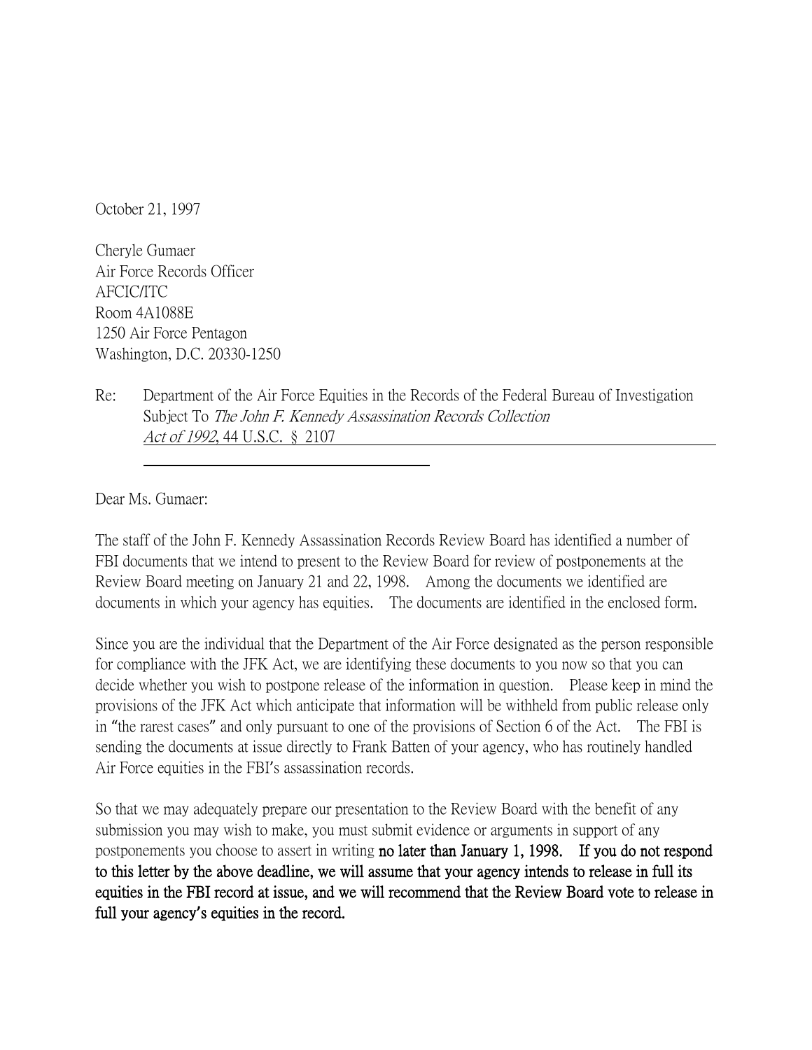October 21, 1997

Cheryle Gumaer
Air Force Records Officer
AFCIC/ITC
Room 4A1088E
1250 Air Force Pentagon
Washington, D.C. 20330-1250

Re: Department of the Air Force Equities in the Records of the Federal Bureau of Investigation Subject To *The John F. Kennedy Assassination Records Collection Act of 1992*, 44 U.S.C. § 2107

Dear Ms. Gumaer:

The staff of the John F. Kennedy Assassination Records Review Board has identified a number of FBI documents that we intend to present to the Review Board for review of postponements at the Review Board meeting on January 21 and 22, 1998. Among the documents we identified are documents in which your agency has equities. The documents are identified in the enclosed form.

Since you are the individual that the Department of the Air Force designated as the person responsible for compliance with the JFK Act, we are identifying these documents to you now so that you can decide whether you wish to postpone release of the information in question. Please keep in mind the provisions of the JFK Act which anticipate that information will be withheld from public release only in "the rarest cases" and only pursuant to one of the provisions of Section 6 of the Act. The FBI is sending the documents at issue directly to Frank Batten of your agency, who has routinely handled Air Force equities in the FBI's assassination records.

So that we may adequately prepare our presentation to the Review Board with the benefit of any submission you may wish to make, you must submit evidence or arguments in support of any postponements you choose to assert in writing **no later than January 1, 1998. If you do not respond to this letter by the above deadline, we will assume that your agency intends to release in full its equities in the FBI record at issue, and we will recommend that the Review Board vote to release in full your agency's equities in the record.**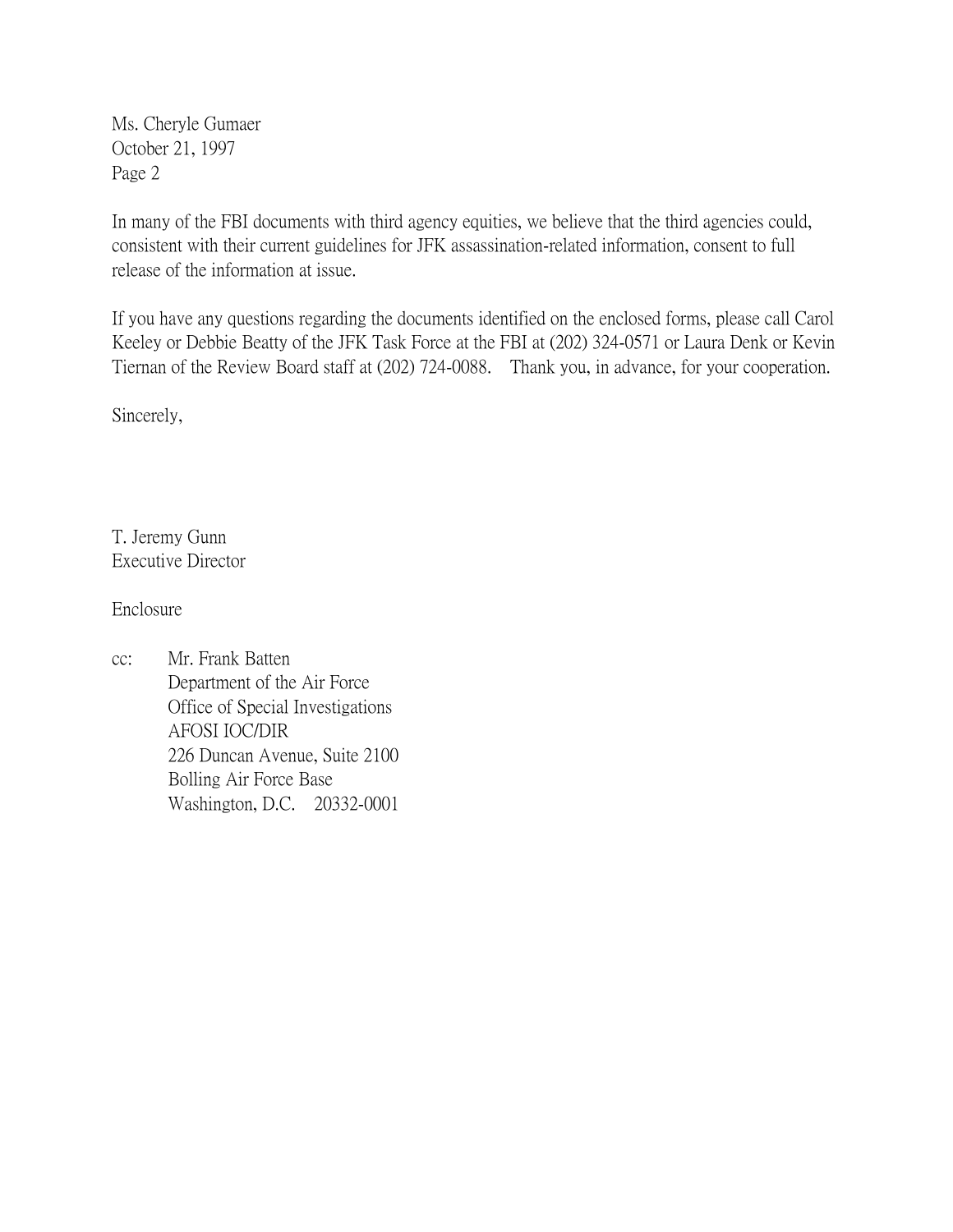Ms. Cheryle Gumaer  
October 21, 1997  
Page 2

In many of the FBI documents with third agency equities, we believe that the third agencies could, consistent with their current guidelines for JFK assassination-related information, consent to full release of the information at issue.

If you have any questions regarding the documents identified on the enclosed forms, please call Carol Keeley or Debbie Beatty of the JFK Task Force at the FBI at (202) 324-0571 or Laura Denk or Kevin Tiernan of the Review Board staff at (202) 724-0088. Thank you, in advance, for your cooperation.

Sincerely,

T. Jeremy Gunn  
Executive Director

Enclosure

cc: Mr. Frank Batten  
Department of the Air Force  
Office of Special Investigations  
AFOSI IOC/DIR  
226 Duncan Avenue, Suite 2100  
Bolling Air Force Base  
Washington, D.C. 20332-0001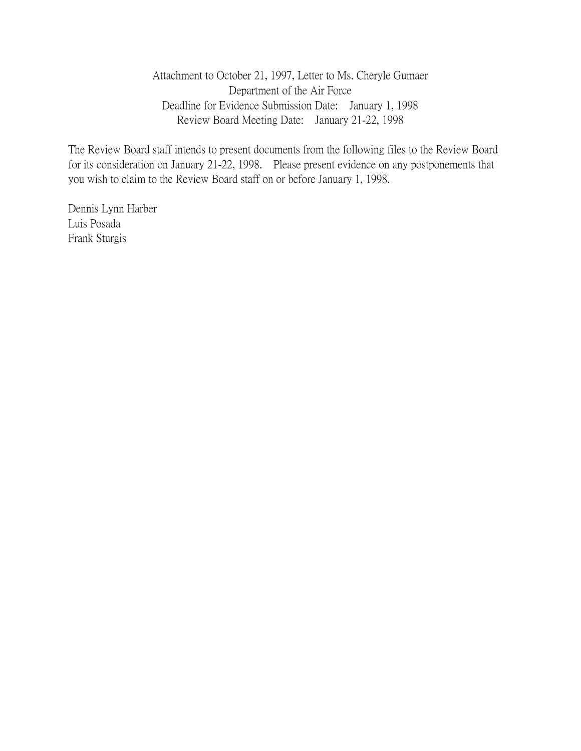Attachment to October 21, 1997, Letter to Ms. Cheryle Gumaer
Department of the Air Force
Deadline for Evidence Submission Date: January 1, 1998
Review Board Meeting Date: January 21-22, 1998

The Review Board staff intends to present documents from the following files to the Review Board for its consideration on January 21-22, 1998. Please present evidence on any postponements that you wish to claim to the Review Board staff on or before January 1, 1998.

Dennis Lynn Harber
Luis Posada
Frank Sturgis